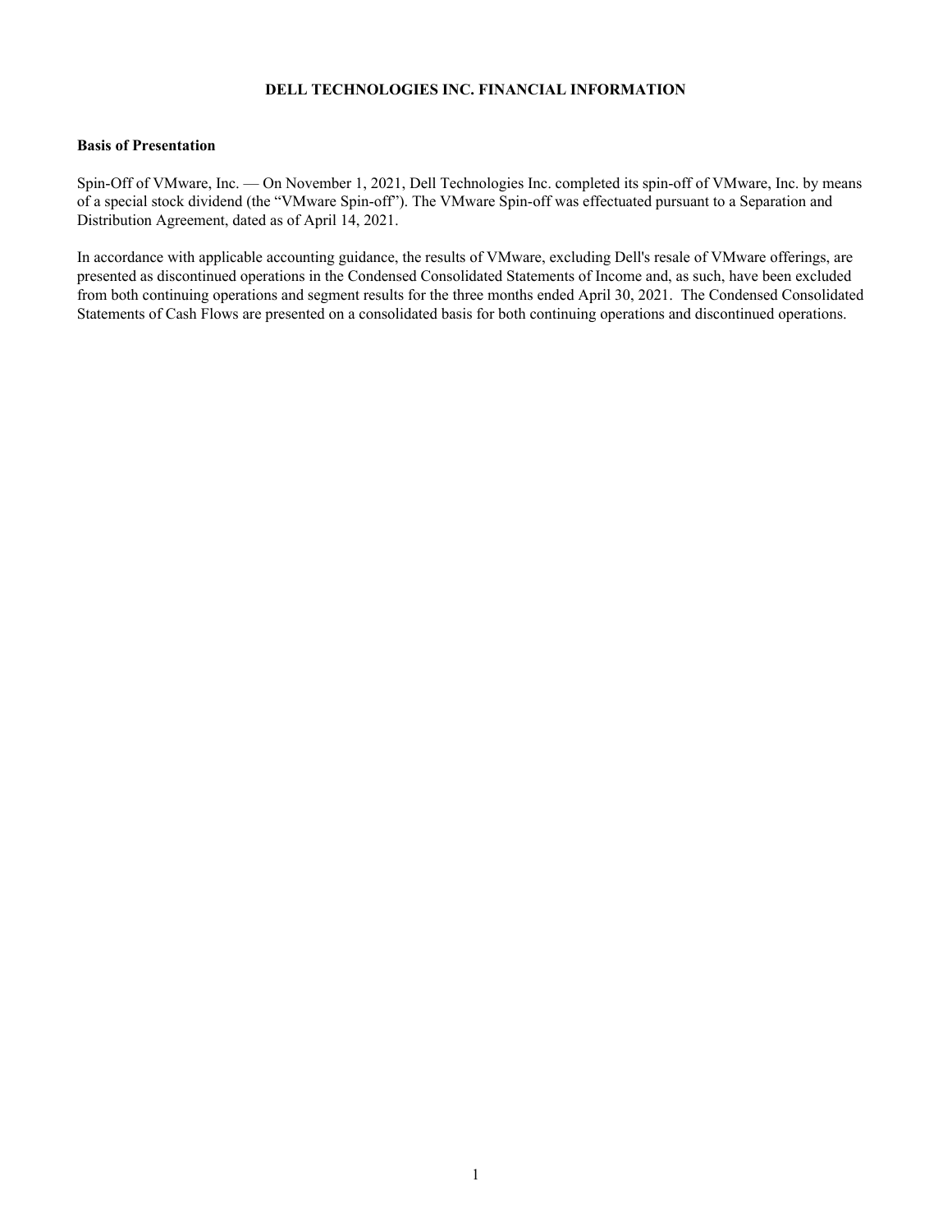# DELL TECHNOLOGIES INC. FINANCIAL INFORMATION

## Basis of Presentation

Spin-Off of VMware, Inc. — On November 1, 2021, Dell Technologies Inc. completed its spin-off of VMware, Inc. by means of a special stock dividend (the "VMware Spin-off"). The VMware Spin-off was effectuated pursuant to a Separation and Distribution Agreement, dated as of April 14, 2021.

In accordance with applicable accounting guidance, the results of VMware, excluding Dell's resale of VMware offerings, are presented as discontinued operations in the Condensed Consolidated Statements of Income and, as such, have been excluded from both continuing operations and segment results for the three months ended April 30, 2021. The Condensed Consolidated Statements of Cash Flows are presented on a consolidated basis for both continuing operations and discontinued operations.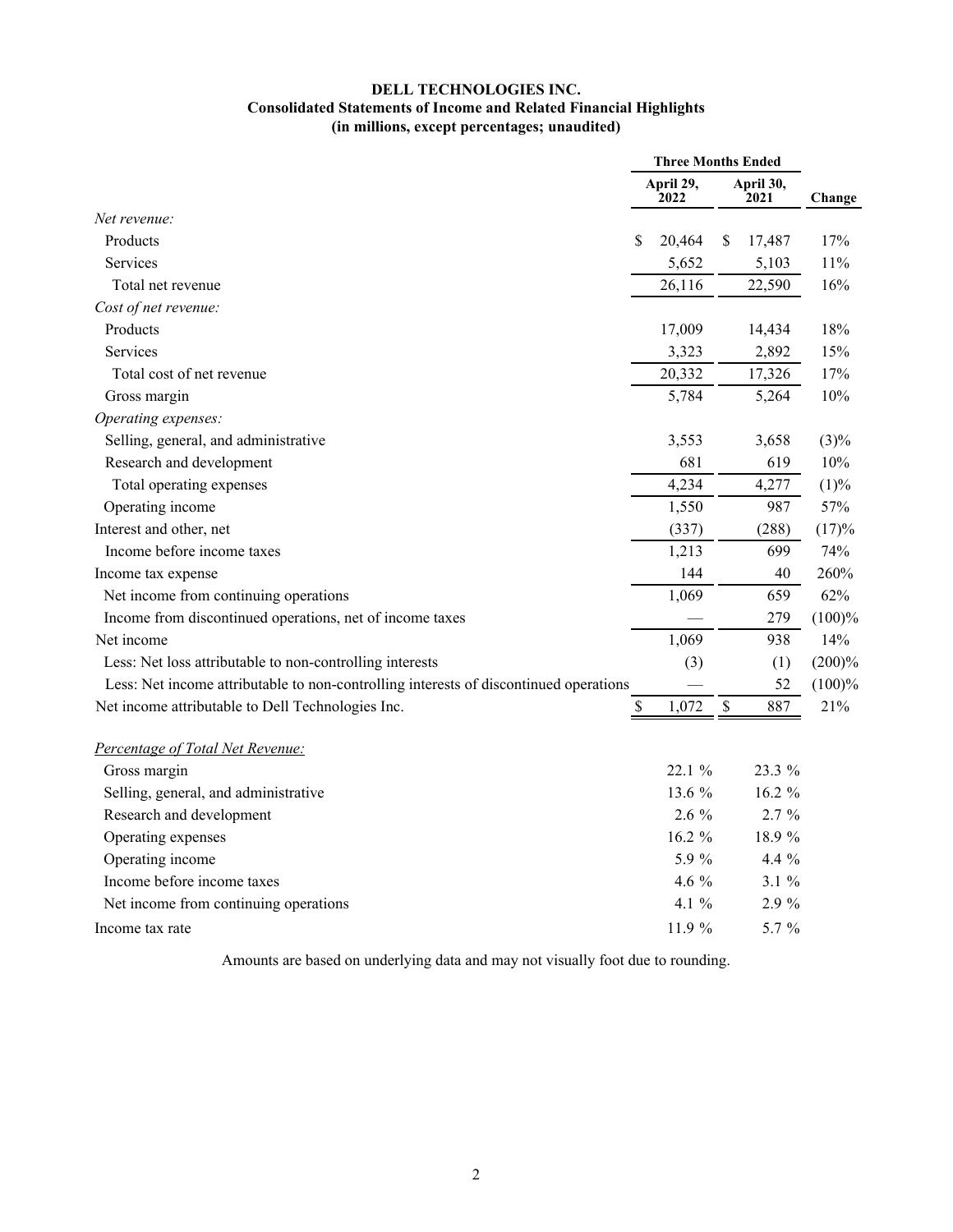# DELL TECHNOLOGIES INC.

## Consolidated Statements of Income and Related Financial Highlights

### (in millions, except percentages; unaudited)

| | Three Months Ended | | |
|---|---|---|---|
| | April 29, 2022 | April 30, 2021 | Change |
| *Net revenue:* | | | |
| Products | $ 20,464 | $ 17,487 | 17% |
| Services | 5,652 | 5,103 | 11% |
| Total net revenue | 26,116 | 22,590 | 16% |
| *Cost of net revenue:* | | | |
| Products | 17,009 | 14,434 | 18% |
| Services | 3,323 | 2,892 | 15% |
| Total cost of net revenue | 20,332 | 17,326 | 17% |
| Gross margin | 5,784 | 5,264 | 10% |
| *Operating expenses:* | | | |
| Selling, general, and administrative | 3,553 | 3,658 | (3)% |
| Research and development | 681 | 619 | 10% |
| Total operating expenses | 4,234 | 4,277 | (1)% |
| Operating income | 1,550 | 987 | 57% |
| Interest and other, net | (337) | (288) | (17)% |
| Income before income taxes | 1,213 | 699 | 74% |
| Income tax expense | 144 | 40 | 260% |
| Net income from continuing operations | 1,069 | 659 | 62% |
| Income from discontinued operations, net of income taxes | — | 279 | (100)% |
| Net income | 1,069 | 938 | 14% |
| Less: Net loss attributable to non-controlling interests | (3) | (1) | (200)% |
| Less: Net income attributable to non-controlling interests of discontinued operations | — | 52 | (100)% |
| Net income attributable to Dell Technologies Inc. | $ 1,072 | $ 887 | 21% |
| | | | |
| <u>*Percentage of Total Net Revenue:*</u> | | | |
| Gross margin | 22.1 % | 23.3 % | |
| Selling, general, and administrative | 13.6 % | 16.2 % | |
| Research and development | 2.6 % | 2.7 % | |
| Operating expenses | 16.2 % | 18.9 % | |
| Operating income | 5.9 % | 4.4 % | |
| Income before income taxes | 4.6 % | 3.1 % | |
| Net income from continuing operations | 4.1 % | 2.9 % | |
| Income tax rate | 11.9 % | 5.7 % | |

Amounts are based on underlying data and may not visually foot due to rounding.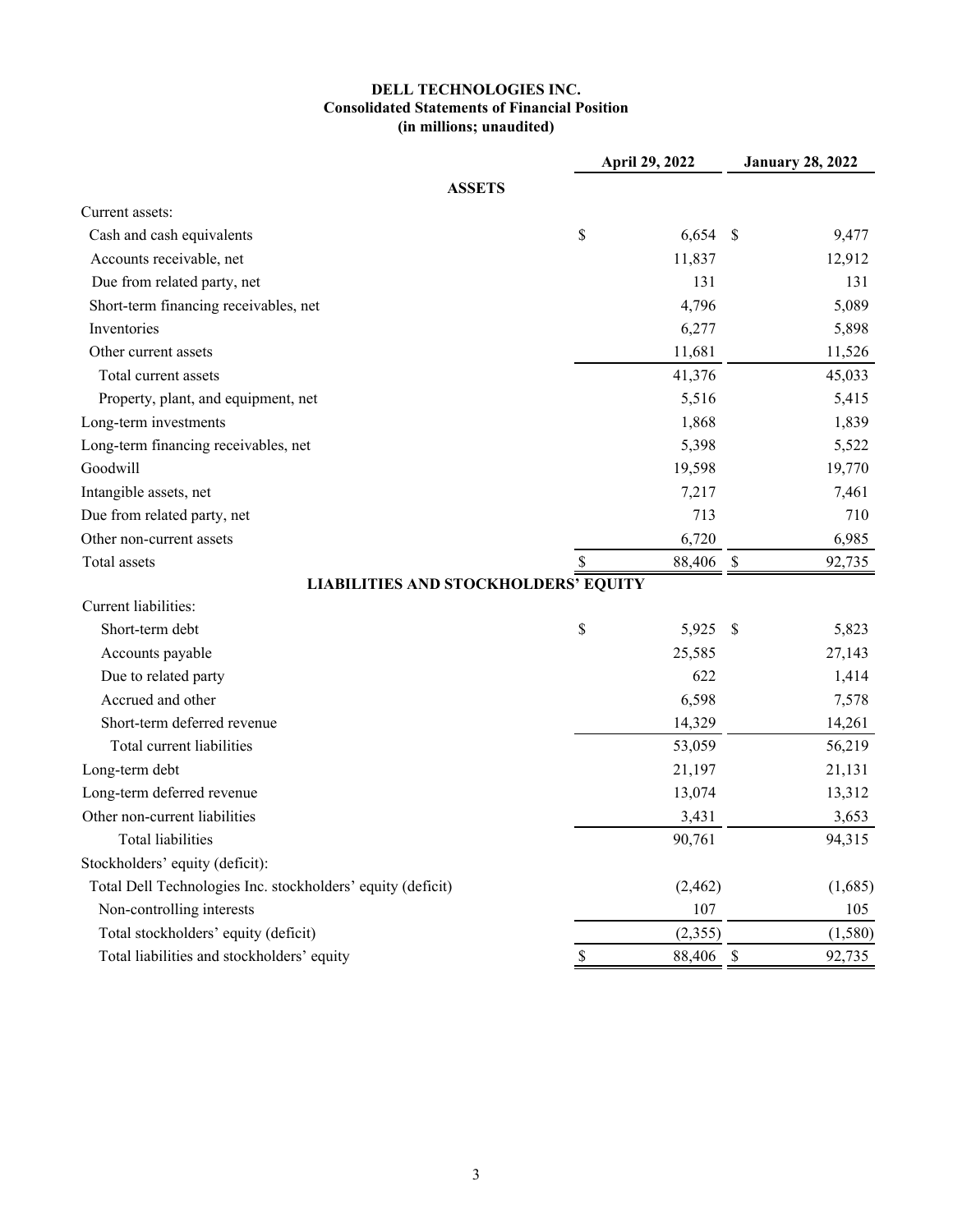**DELL TECHNOLOGIES INC.**
**Consolidated Statements of Financial Position**
**(in millions; unaudited)**

| | April 29, 2022 | January 28, 2022 |
|---|---|---|
| **ASSETS** | | |
| Current assets: | | |
| Cash and cash equivalents | $ 6,654 | $ 9,477 |
| Accounts receivable, net | 11,837 | 12,912 |
| Due from related party, net | 131 | 131 |
| Short-term financing receivables, net | 4,796 | 5,089 |
| Inventories | 6,277 | 5,898 |
| Other current assets | 11,681 | 11,526 |
| Total current assets | 41,376 | 45,033 |
| Property, plant, and equipment, net | 5,516 | 5,415 |
| Long-term investments | 1,868 | 1,839 |
| Long-term financing receivables, net | 5,398 | 5,522 |
| Goodwill | 19,598 | 19,770 |
| Intangible assets, net | 7,217 | 7,461 |
| Due from related party, net | 713 | 710 |
| Other non-current assets | 6,720 | 6,985 |
| Total assets | $ 88,406 | $ 92,735 |
| **LIABILITIES AND STOCKHOLDERS' EQUITY** | | |
| Current liabilities: | | |
| Short-term debt | $ 5,925 | $ 5,823 |
| Accounts payable | 25,585 | 27,143 |
| Due to related party | 622 | 1,414 |
| Accrued and other | 6,598 | 7,578 |
| Short-term deferred revenue | 14,329 | 14,261 |
| Total current liabilities | 53,059 | 56,219 |
| Long-term debt | 21,197 | 21,131 |
| Long-term deferred revenue | 13,074 | 13,312 |
| Other non-current liabilities | 3,431 | 3,653 |
| Total liabilities | 90,761 | 94,315 |
| Stockholders' equity (deficit): | | |
| Total Dell Technologies Inc. stockholders' equity (deficit) | (2,462) | (1,685) |
| Non-controlling interests | 107 | 105 |
| Total stockholders' equity (deficit) | (2,355) | (1,580) |
| Total liabilities and stockholders' equity | $ 88,406 | $ 92,735 |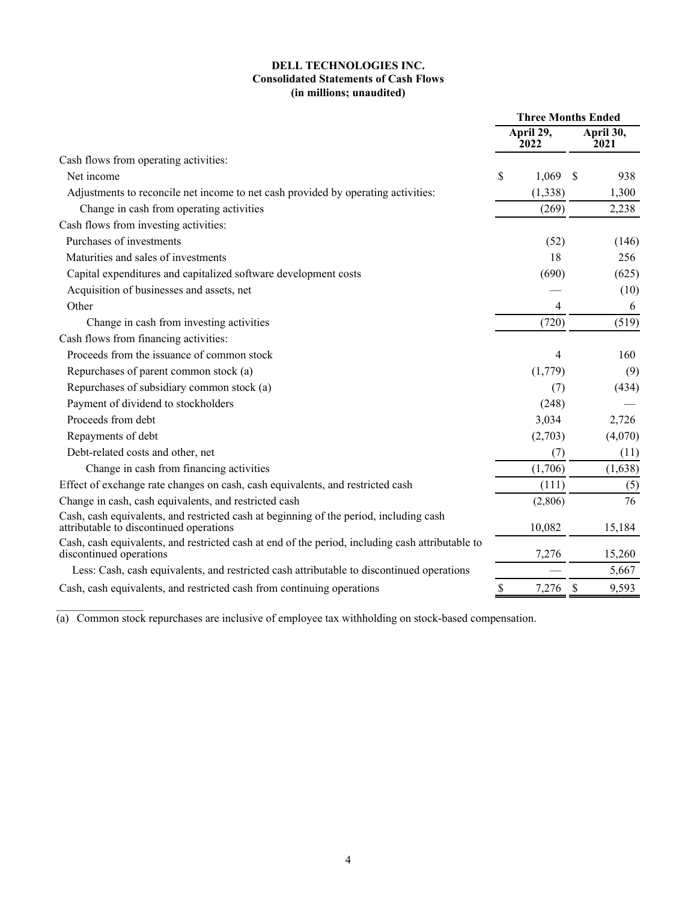**DELL TECHNOLOGIES INC.**
**Consolidated Statements of Cash Flows**
**(in millions; unaudited)**

| | Three Months Ended | |
|---|---|---|
| | April 29, 2022 | April 30, 2021 |
| Cash flows from operating activities: | | |
| Net income | $ 1,069 | $ 938 |
| Adjustments to reconcile net income to net cash provided by operating activities: | (1,338) | 1,300 |
| Change in cash from operating activities | (269) | 2,238 |
| Cash flows from investing activities: | | |
| Purchases of investments | (52) | (146) |
| Maturities and sales of investments | 18 | 256 |
| Capital expenditures and capitalized software development costs | (690) | (625) |
| Acquisition of businesses and assets, net | — | (10) |
| Other | 4 | 6 |
| Change in cash from investing activities | (720) | (519) |
| Cash flows from financing activities: | | |
| Proceeds from the issuance of common stock | 4 | 160 |
| Repurchases of parent common stock (a) | (1,779) | (9) |
| Repurchases of subsidiary common stock (a) | (7) | (434) |
| Payment of dividend to stockholders | (248) | — |
| Proceeds from debt | 3,034 | 2,726 |
| Repayments of debt | (2,703) | (4,070) |
| Debt-related costs and other, net | (7) | (11) |
| Change in cash from financing activities | (1,706) | (1,638) |
| Effect of exchange rate changes on cash, cash equivalents, and restricted cash | (111) | (5) |
| Change in cash, cash equivalents, and restricted cash | (2,806) | 76 |
| Cash, cash equivalents, and restricted cash at beginning of the period, including cash attributable to discontinued operations | 10,082 | 15,184 |
| Cash, cash equivalents, and restricted cash at end of the period, including cash attributable to discontinued operations | 7,276 | 15,260 |
| Less: Cash, cash equivalents, and restricted cash attributable to discontinued operations | — | 5,667 |
| Cash, cash equivalents, and restricted cash from continuing operations | $ 7,276 | $ 9,593 |

(a) Common stock repurchases are inclusive of employee tax withholding on stock-based compensation.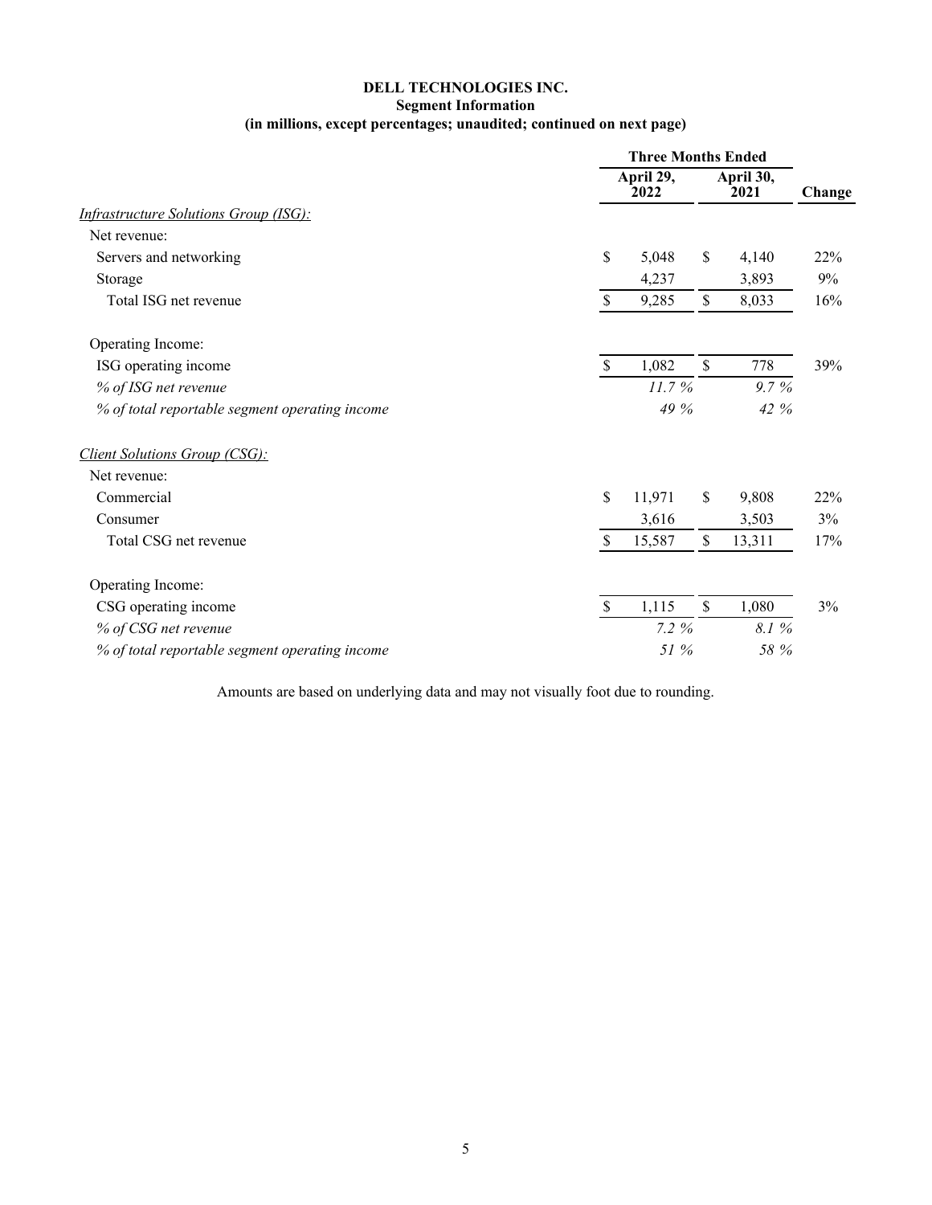**DELL TECHNOLOGIES INC.**
**Segment Information**
**(in millions, except percentages; unaudited; continued on next page)**

| | Three Months Ended | | |
|---|---|---|---|
| | April 29, 2022 | April 30, 2021 | Change |
| *Infrastructure Solutions Group (ISG):* | | | |
| Net revenue: | | | |
| Servers and networking | $ 5,048 | $ 4,140 | 22% |
| Storage | 4,237 | 3,893 | 9% |
| Total ISG net revenue | $ 9,285 | $ 8,033 | 16% |
| | | | |
| Operating Income: | | | |
| ISG operating income | $ 1,082 | $ 778 | 39% |
| *% of ISG net revenue* | *11.7 %* | *9.7 %* | |
| *% of total reportable segment operating income* | *49 %* | *42 %* | |
| | | | |
| *Client Solutions Group (CSG):* | | | |
| Net revenue: | | | |
| Commercial | $ 11,971 | $ 9,808 | 22% |
| Consumer | 3,616 | 3,503 | 3% |
| Total CSG net revenue | $ 15,587 | $ 13,311 | 17% |
| | | | |
| Operating Income: | | | |
| CSG operating income | $ 1,115 | $ 1,080 | 3% |
| *% of CSG net revenue* | *7.2 %* | *8.1 %* | |
| *% of total reportable segment operating income* | *51 %* | *58 %* | |

Amounts are based on underlying data and may not visually foot due to rounding.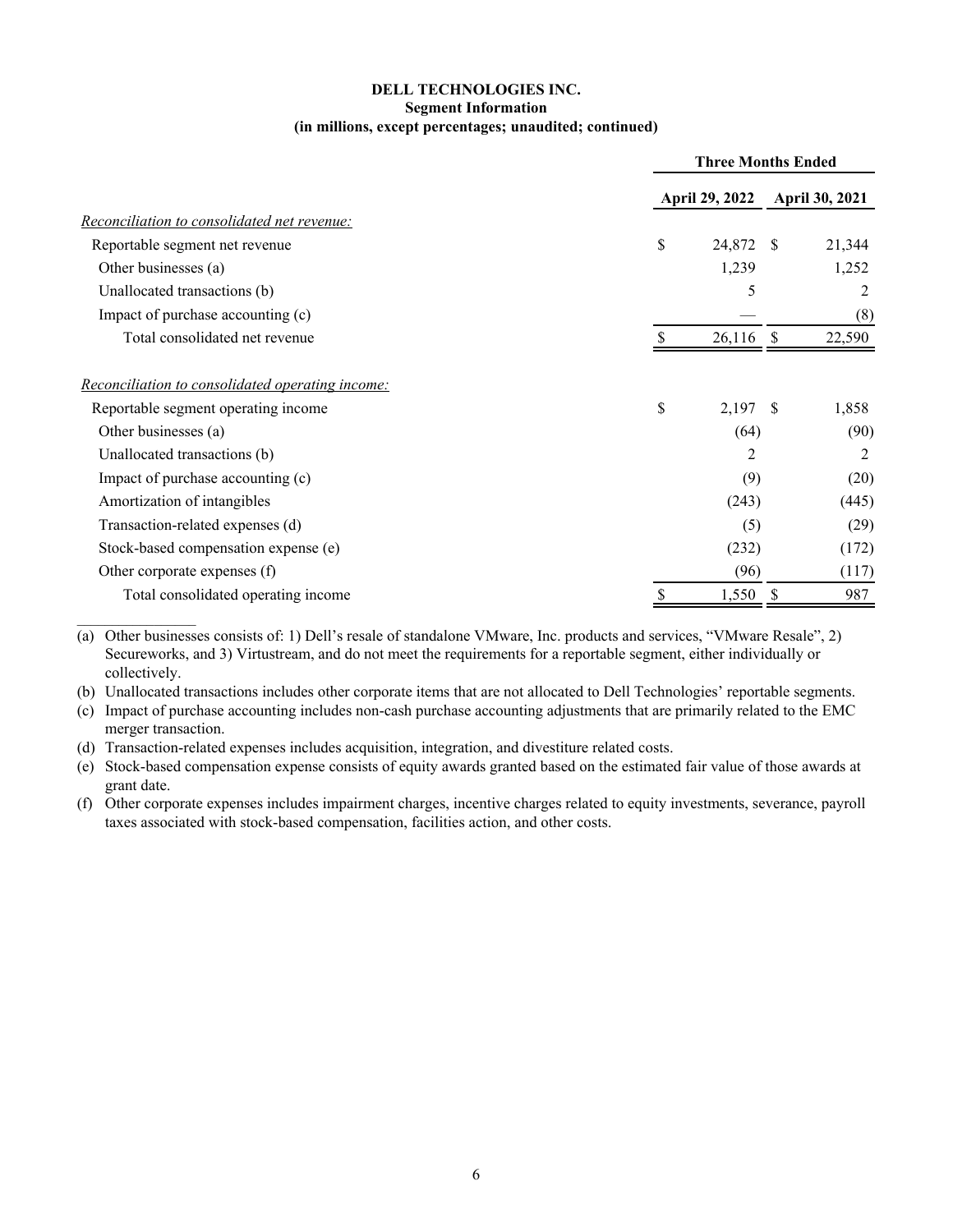**DELL TECHNOLOGIES INC.**
**Segment Information**
**(in millions, except percentages; unaudited; continued)**

| | Three Months Ended | |
|---|---|---|
| | April 29, 2022 | April 30, 2021 |
| *Reconciliation to consolidated net revenue:* | | |
| Reportable segment net revenue | $ 24,872 | $ 21,344 |
| Other businesses (a) | 1,239 | 1,252 |
| Unallocated transactions (b) | 5 | 2 |
| Impact of purchase accounting (c) | — | (8) |
| Total consolidated net revenue | $ 26,116 | $ 22,590 |
| *Reconciliation to consolidated operating income:* | | |
| Reportable segment operating income | $ 2,197 | $ 1,858 |
| Other businesses (a) | (64) | (90) |
| Unallocated transactions (b) | 2 | 2 |
| Impact of purchase accounting (c) | (9) | (20) |
| Amortization of intangibles | (243) | (445) |
| Transaction-related expenses (d) | (5) | (29) |
| Stock-based compensation expense (e) | (232) | (172) |
| Other corporate expenses (f) | (96) | (117) |
| Total consolidated operating income | $ 1,550 | $ 987 |

(a) Other businesses consists of: 1) Dell's resale of standalone VMware, Inc. products and services, "VMware Resale", 2) Secureworks, and 3) Virtustream, and do not meet the requirements for a reportable segment, either individually or collectively.

(b) Unallocated transactions includes other corporate items that are not allocated to Dell Technologies' reportable segments.

(c) Impact of purchase accounting includes non-cash purchase accounting adjustments that are primarily related to the EMC merger transaction.

(d) Transaction-related expenses includes acquisition, integration, and divestiture related costs.

(e) Stock-based compensation expense consists of equity awards granted based on the estimated fair value of those awards at grant date.

(f) Other corporate expenses includes impairment charges, incentive charges related to equity investments, severance, payroll taxes associated with stock-based compensation, facilities action, and other costs.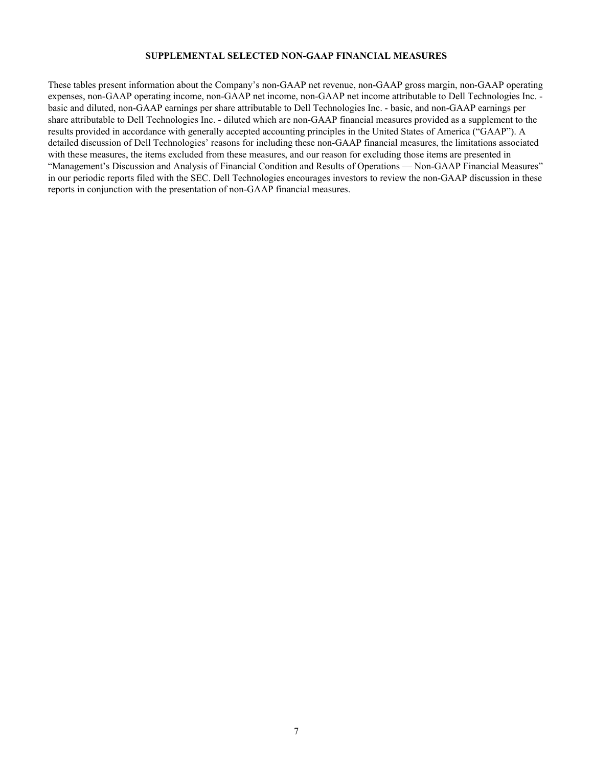## SUPPLEMENTAL SELECTED NON-GAAP FINANCIAL MEASURES

These tables present information about the Company's non-GAAP net revenue, non-GAAP gross margin, non-GAAP operating expenses, non-GAAP operating income, non-GAAP net income, non-GAAP net income attributable to Dell Technologies Inc. - basic and diluted, non-GAAP earnings per share attributable to Dell Technologies Inc. - basic, and non-GAAP earnings per share attributable to Dell Technologies Inc. - diluted which are non-GAAP financial measures provided as a supplement to the results provided in accordance with generally accepted accounting principles in the United States of America ("GAAP"). A detailed discussion of Dell Technologies' reasons for including these non-GAAP financial measures, the limitations associated with these measures, the items excluded from these measures, and our reason for excluding those items are presented in "Management's Discussion and Analysis of Financial Condition and Results of Operations — Non-GAAP Financial Measures" in our periodic reports filed with the SEC. Dell Technologies encourages investors to review the non-GAAP discussion in these reports in conjunction with the presentation of non-GAAP financial measures.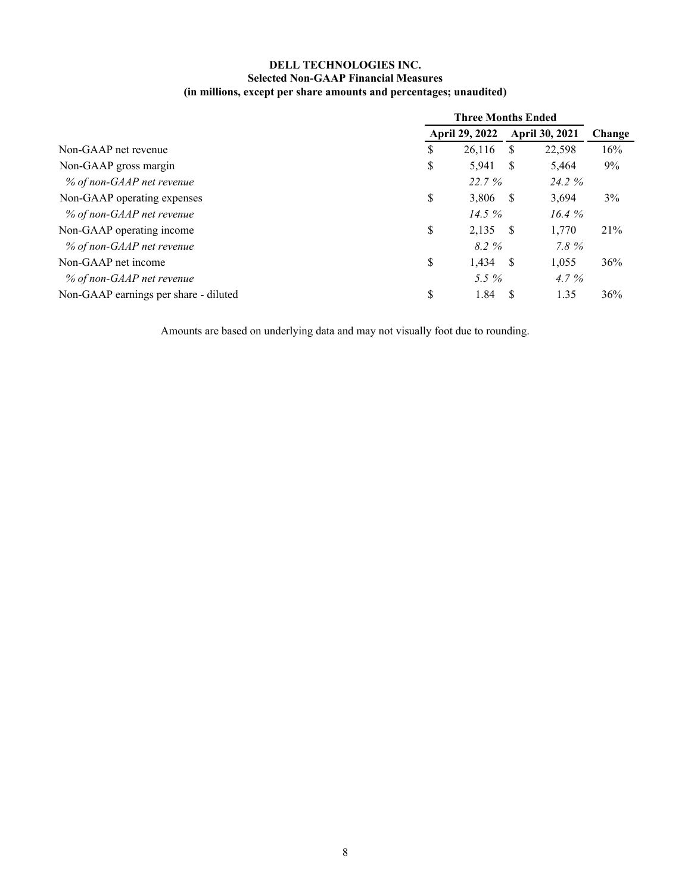**DELL TECHNOLOGIES INC.**
**Selected Non-GAAP Financial Measures**
**(in millions, except per share amounts and percentages; unaudited)**

| | Three Months Ended | | |
|---|---|---|---|
| | April 29, 2022 | April 30, 2021 | Change |
| Non-GAAP net revenue | $ 26,116 | $ 22,598 | 16% |
| Non-GAAP gross margin | $ 5,941 | $ 5,464 | 9% |
| *% of non-GAAP net revenue* | *22.7 %* | *24.2 %* | |
| Non-GAAP operating expenses | $ 3,806 | $ 3,694 | 3% |
| *% of non-GAAP net revenue* | *14.5 %* | *16.4 %* | |
| Non-GAAP operating income | $ 2,135 | $ 1,770 | 21% |
| *% of non-GAAP net revenue* | *8.2 %* | *7.8 %* | |
| Non-GAAP net income | $ 1,434 | $ 1,055 | 36% |
| *% of non-GAAP net revenue* | *5.5 %* | *4.7 %* | |
| Non-GAAP earnings per share - diluted | $ 1.84 | $ 1.35 | 36% |

Amounts are based on underlying data and may not visually foot due to rounding.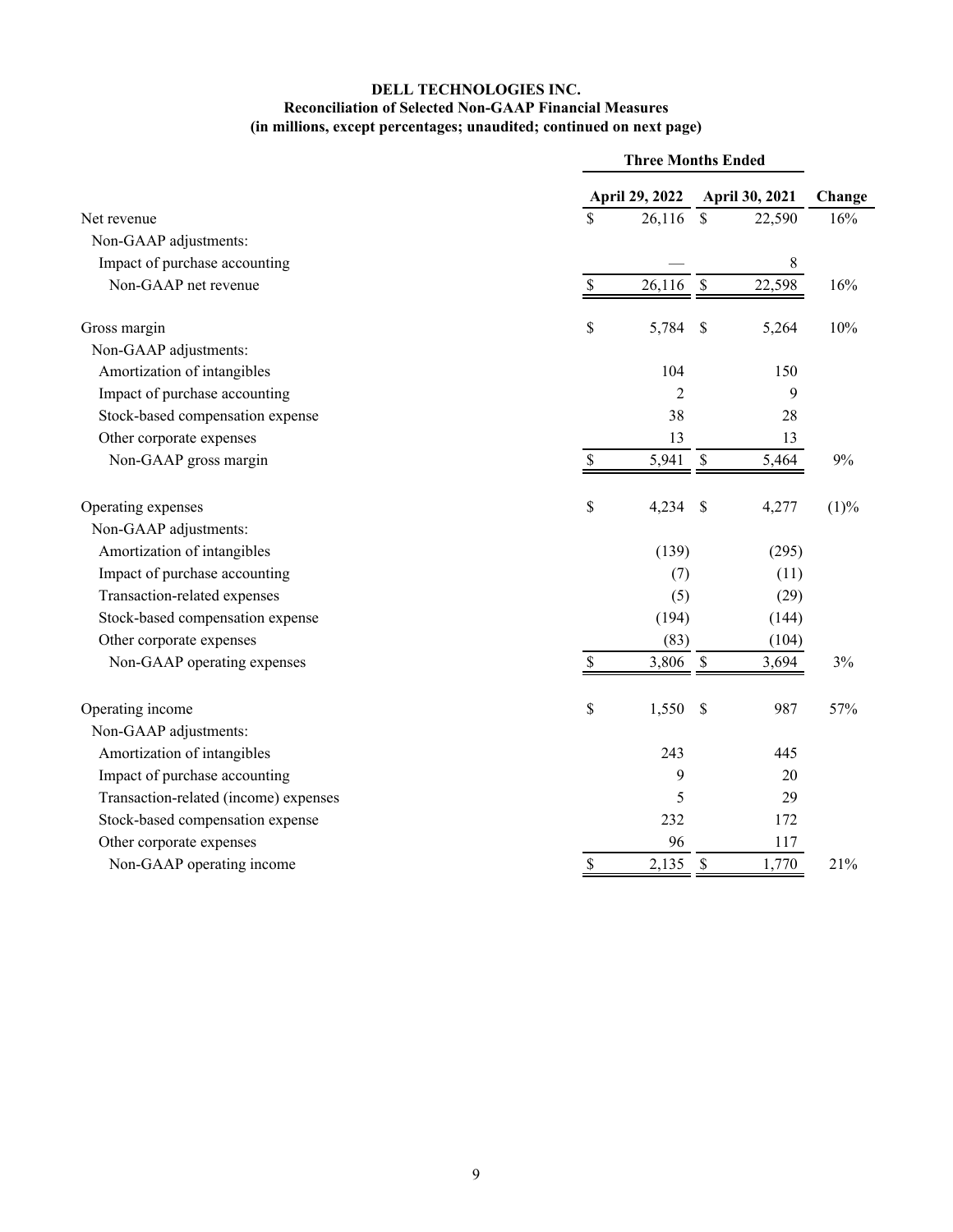**DELL TECHNOLOGIES INC.**
**Reconciliation of Selected Non-GAAP Financial Measures**
**(in millions, except percentages; unaudited; continued on next page)**

| | Three Months Ended | | |
|---|---|---|---|
| | April 29, 2022 | April 30, 2021 | Change |
| Net revenue | $ 26,116 | $ 22,590 | 16% |
| Non-GAAP adjustments: | | | |
| Impact of purchase accounting | — | 8 | |
| Non-GAAP net revenue | $ 26,116 | $ 22,598 | 16% |
| | | | |
| Gross margin | $ 5,784 | $ 5,264 | 10% |
| Non-GAAP adjustments: | | | |
| Amortization of intangibles | 104 | 150 | |
| Impact of purchase accounting | 2 | 9 | |
| Stock-based compensation expense | 38 | 28 | |
| Other corporate expenses | 13 | 13 | |
| Non-GAAP gross margin | $ 5,941 | $ 5,464 | 9% |
| | | | |
| Operating expenses | $ 4,234 | $ 4,277 | (1)% |
| Non-GAAP adjustments: | | | |
| Amortization of intangibles | (139) | (295) | |
| Impact of purchase accounting | (7) | (11) | |
| Transaction-related expenses | (5) | (29) | |
| Stock-based compensation expense | (194) | (144) | |
| Other corporate expenses | (83) | (104) | |
| Non-GAAP operating expenses | $ 3,806 | $ 3,694 | 3% |
| | | | |
| Operating income | $ 1,550 | $ 987 | 57% |
| Non-GAAP adjustments: | | | |
| Amortization of intangibles | 243 | 445 | |
| Impact of purchase accounting | 9 | 20 | |
| Transaction-related (income) expenses | 5 | 29 | |
| Stock-based compensation expense | 232 | 172 | |
| Other corporate expenses | 96 | 117 | |
| Non-GAAP operating income | $ 2,135 | $ 1,770 | 21% |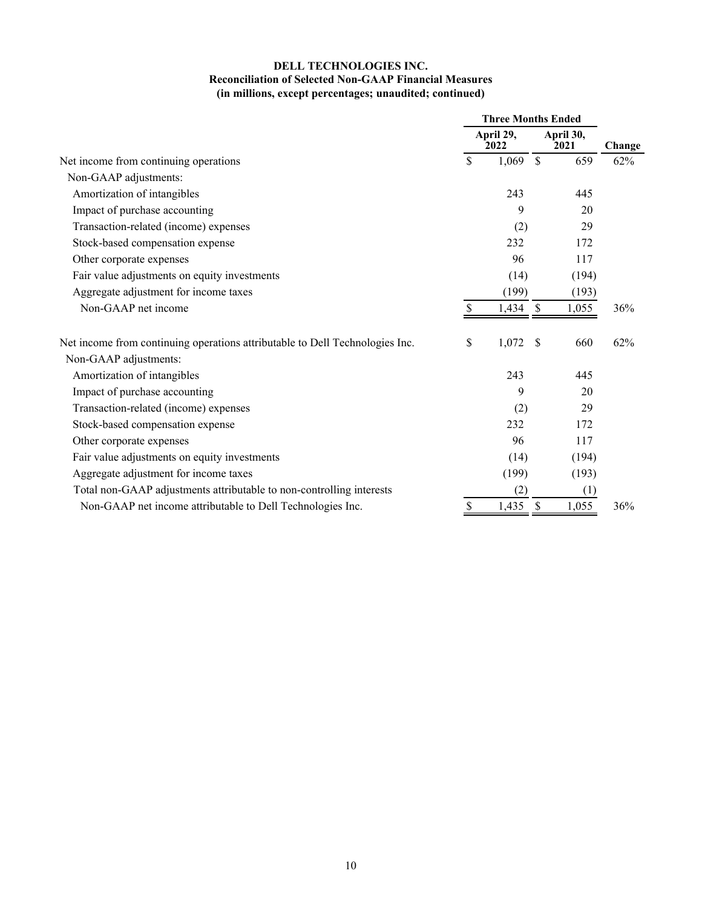**DELL TECHNOLOGIES INC.**
**Reconciliation of Selected Non-GAAP Financial Measures**
**(in millions, except percentages; unaudited; continued)**

| | Three Months Ended | | |
|---|---|---|---|
| | April 29, 2022 | April 30, 2021 | Change |
| Net income from continuing operations | $ 1,069 | $ 659 | 62% |
| Non-GAAP adjustments: | | | |
| Amortization of intangibles | 243 | 445 | |
| Impact of purchase accounting | 9 | 20 | |
| Transaction-related (income) expenses | (2) | 29 | |
| Stock-based compensation expense | 232 | 172 | |
| Other corporate expenses | 96 | 117 | |
| Fair value adjustments on equity investments | (14) | (194) | |
| Aggregate adjustment for income taxes | (199) | (193) | |
| Non-GAAP net income | $ 1,434 | $ 1,055 | 36% |
| | | | |
| Net income from continuing operations attributable to Dell Technologies Inc. | $ 1,072 | $ 660 | 62% |
| Non-GAAP adjustments: | | | |
| Amortization of intangibles | 243 | 445 | |
| Impact of purchase accounting | 9 | 20 | |
| Transaction-related (income) expenses | (2) | 29 | |
| Stock-based compensation expense | 232 | 172 | |
| Other corporate expenses | 96 | 117 | |
| Fair value adjustments on equity investments | (14) | (194) | |
| Aggregate adjustment for income taxes | (199) | (193) | |
| Total non-GAAP adjustments attributable to non-controlling interests | (2) | (1) | |
| Non-GAAP net income attributable to Dell Technologies Inc. | $ 1,435 | $ 1,055 | 36% |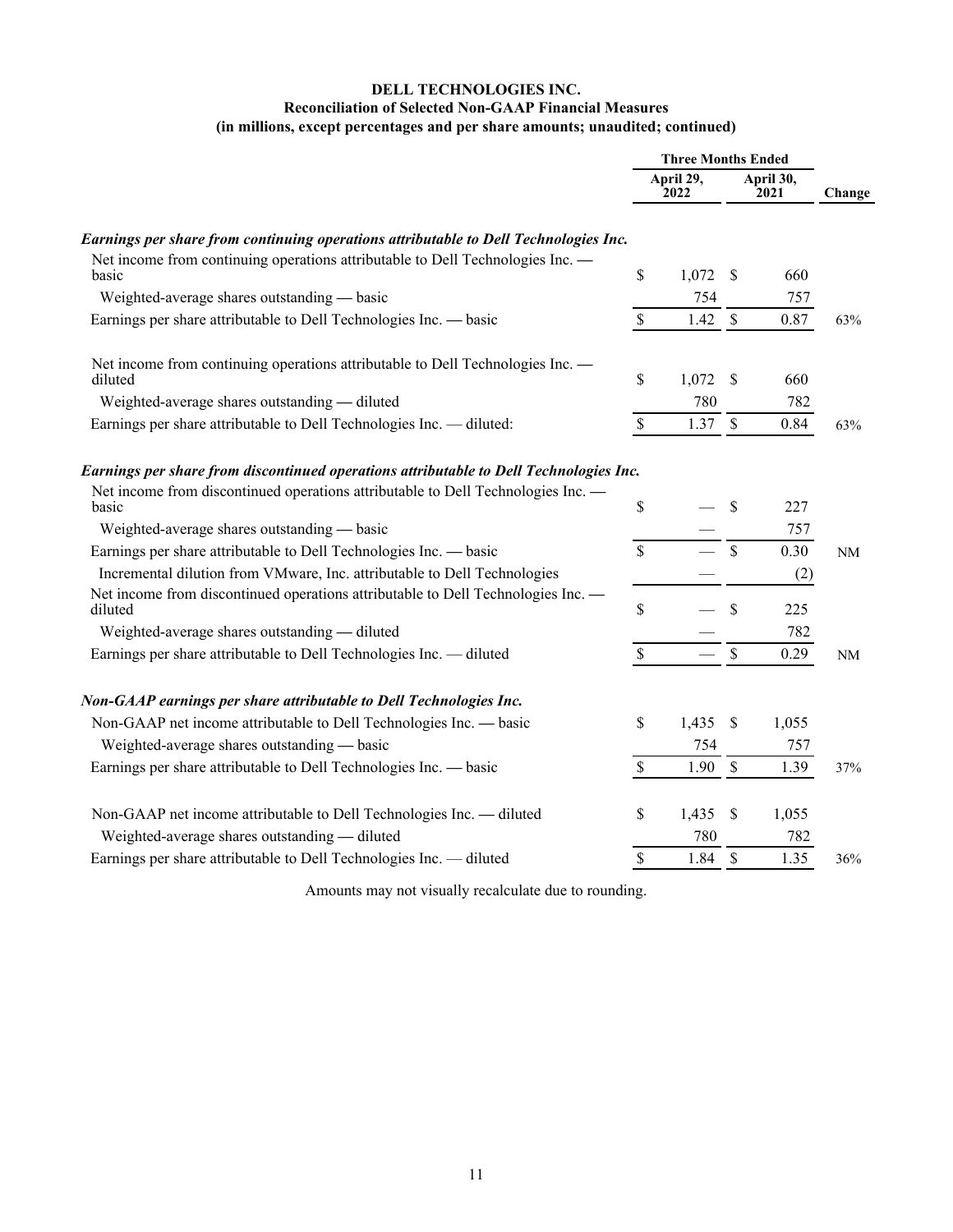**DELL TECHNOLOGIES INC.**
**Reconciliation of Selected Non-GAAP Financial Measures**
**(in millions, except percentages and per share amounts; unaudited; continued)**

| | Three Months Ended | | |
|---|---|---|---|
| | April 29, 2022 | April 30, 2021 | Change |
| ***Earnings per share from continuing operations attributable to Dell Technologies Inc.*** | | | |
| Net income from continuing operations attributable to Dell Technologies Inc. — basic | $ 1,072 | $ 660 | |
| Weighted-average shares outstanding — basic | 754 | 757 | |
| Earnings per share attributable to Dell Technologies Inc. — basic | $ 1.42 | $ 0.87 | 63% |
| Net income from continuing operations attributable to Dell Technologies Inc. — diluted | $ 1,072 | $ 660 | |
| Weighted-average shares outstanding — diluted | 780 | 782 | |
| Earnings per share attributable to Dell Technologies Inc. — diluted: | $ 1.37 | $ 0.84 | 63% |
| ***Earnings per share from discontinued operations attributable to Dell Technologies Inc.*** | | | |
| Net income from discontinued operations attributable to Dell Technologies Inc. — basic | $ — | $ 227 | |
| Weighted-average shares outstanding — basic | — | 757 | |
| Earnings per share attributable to Dell Technologies Inc. — basic | $ — | $ 0.30 | NM |
| Incremental dilution from VMware, Inc. attributable to Dell Technologies | — | (2) | |
| Net income from discontinued operations attributable to Dell Technologies Inc. — diluted | $ — | $ 225 | |
| Weighted-average shares outstanding — diluted | — | 782 | |
| Earnings per share attributable to Dell Technologies Inc. — diluted | $ — | $ 0.29 | NM |
| ***Non-GAAP earnings per share attributable to Dell Technologies Inc.*** | | | |
| Non-GAAP net income attributable to Dell Technologies Inc. — basic | $ 1,435 | $ 1,055 | |
| Weighted-average shares outstanding — basic | 754 | 757 | |
| Earnings per share attributable to Dell Technologies Inc. — basic | $ 1.90 | $ 1.39 | 37% |
| Non-GAAP net income attributable to Dell Technologies Inc. — diluted | $ 1,435 | $ 1,055 | |
| Weighted-average shares outstanding — diluted | 780 | 782 | |
| Earnings per share attributable to Dell Technologies Inc. — diluted | $ 1.84 | $ 1.35 | 36% |

Amounts may not visually recalculate due to rounding.